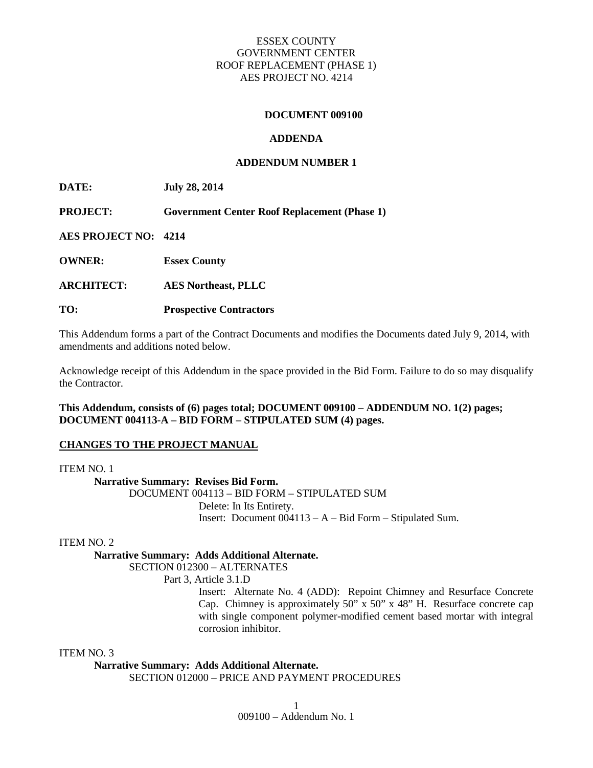ESSEX COUNTY
GOVERNMENT CENTER
ROOF REPLACEMENT (PHASE 1)
AES PROJECT NO. 4214

# DOCUMENT 009100

## ADDENDA

## ADDENDUM NUMBER 1

**DATE:** **July 28, 2014**

**PROJECT:** **Government Center Roof Replacement (Phase 1)**

**AES PROJECT NO:** **4214**

**OWNER:** **Essex County**

**ARCHITECT:** **AES Northeast, PLLC**

**TO:** **Prospective Contractors**

This Addendum forms a part of the Contract Documents and modifies the Documents dated July 9, 2014, with amendments and additions noted below.

Acknowledge receipt of this Addendum in the space provided in the Bid Form. Failure to do so may disqualify the Contractor.

**This Addendum, consists of (6) pages total; DOCUMENT 009100 – ADDENDUM NO. 1(2) pages; DOCUMENT 004113-A – BID FORM – STIPULATED SUM (4) pages.**

**<u>CHANGES TO THE PROJECT MANUAL</u>**

ITEM NO. 1

**Narrative Summary: Revises Bid Form.**

DOCUMENT 004113 – BID FORM – STIPULATED SUM

Delete: In Its Entirety.

Insert: Document 004113 – A – Bid Form – Stipulated Sum.

ITEM NO. 2

**Narrative Summary: Adds Additional Alternate.**

SECTION 012300 – ALTERNATES

Part 3, Article 3.1.D

Insert: Alternate No. 4 (ADD): Repoint Chimney and Resurface Concrete Cap. Chimney is approximately 50" x 50" x 48" H. Resurface concrete cap with single component polymer-modified cement based mortar with integral corrosion inhibitor.

ITEM NO. 3

**Narrative Summary: Adds Additional Alternate.**

SECTION 012000 – PRICE AND PAYMENT PROCEDURES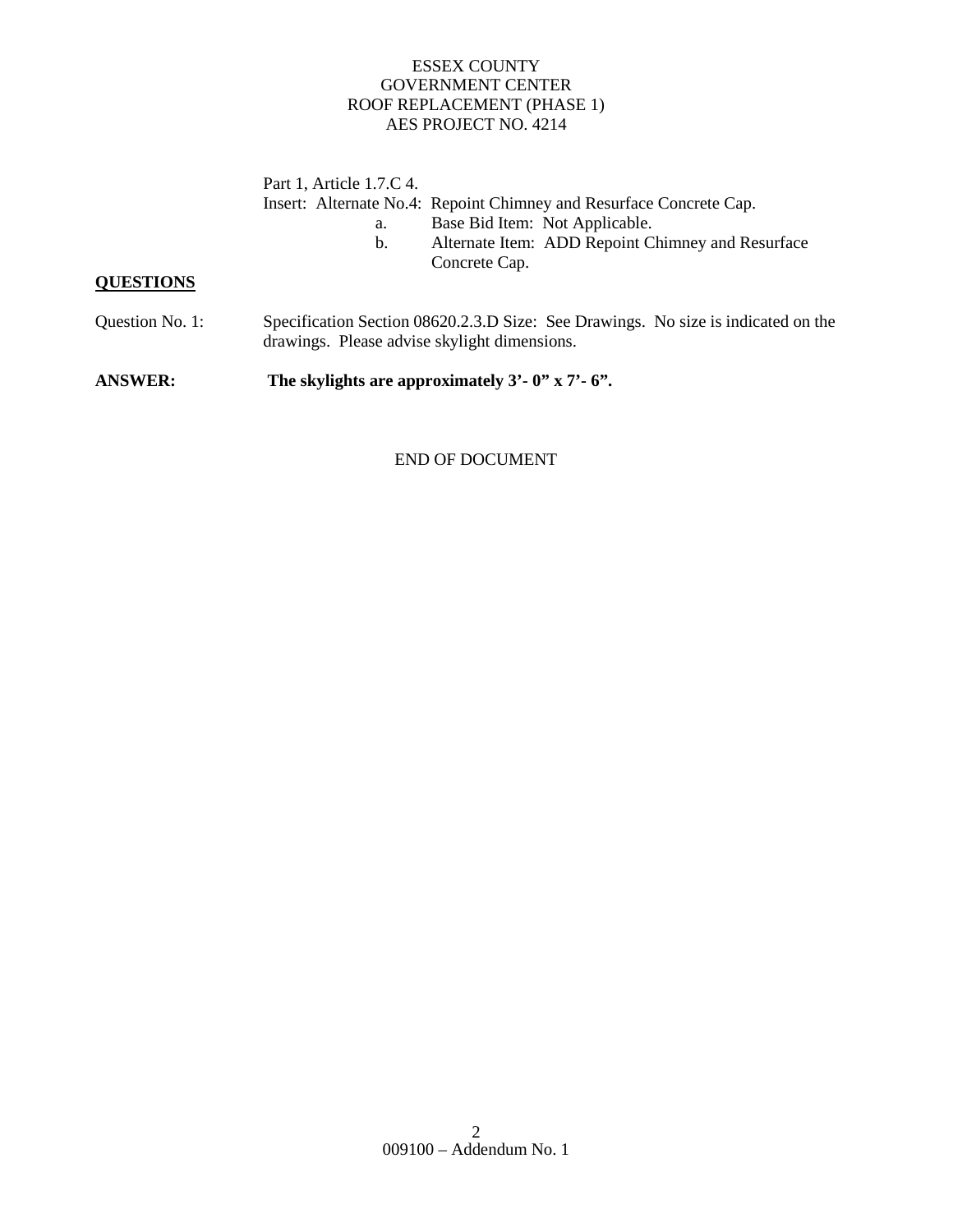Part 1, Article 1.7.C 4.

Insert: Alternate No.4: Repoint Chimney and Resurface Concrete Cap.

a. Base Bid Item: Not Applicable.
b. Alternate Item: ADD Repoint Chimney and Resurface Concrete Cap.

**QUESTIONS**

Question No. 1: Specification Section 08620.2.3.D Size: See Drawings. No size is indicated on the drawings. Please advise skylight dimensions.

**ANSWER: The skylights are approximately 3'- 0" x 7'- 6".**

END OF DOCUMENT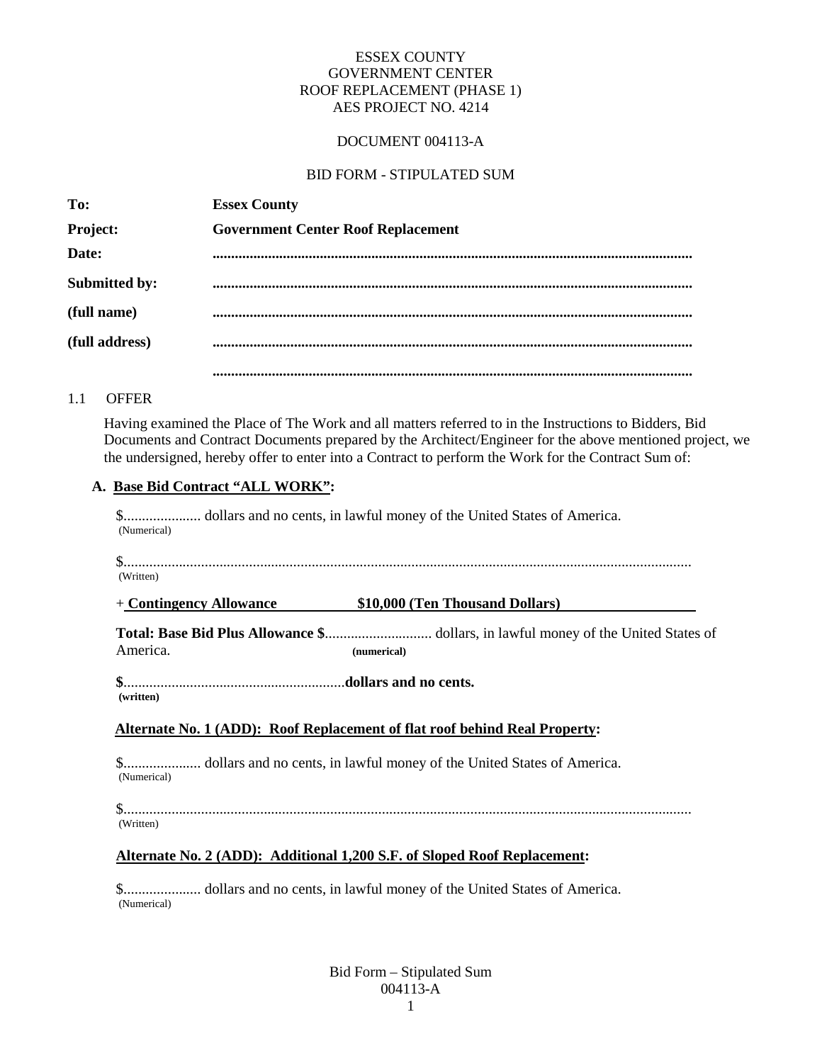ESSEX COUNTY
GOVERNMENT CENTER
ROOF REPLACEMENT (PHASE 1)
AES PROJECT NO. 4214

DOCUMENT 004113-A

BID FORM - STIPULATED SUM

| | |
|---|---|
| **To:** | **Essex County** |
| **Project:** | **Government Center Roof Replacement** |
| **Date:** | ................................................................................................................................. |
| **Submitted by:** | ................................................................................................................................. |
| **(full name)** | ................................................................................................................................. |
| **(full address)** | ................................................................................................................................. |
| | ................................................................................................................................. |

1.1 OFFER

Having examined the Place of The Work and all matters referred to in the Instructions to Bidders, Bid Documents and Contract Documents prepared by the Architect/Engineer for the above mentioned project, we the undersigned, hereby offer to enter into a Contract to perform the Work for the Contract Sum of:

**A. Base Bid Contract "ALL WORK":**

$..................... dollars and no cents, in lawful money of the United States of America.
(Numerical)

$.........................................................................................................................................................
(Written)

+ **Contingency Allowance** **$10,000 (Ten Thousand Dollars)**

**Total: Base Bid Plus Allowance $**............................. dollars, in lawful money of the United States of America. **(numerical)**

**$**............................................................**dollars and no cents.**
**(written)**

**Alternate No. 1 (ADD): Roof Replacement of flat roof behind Real Property:**

$..................... dollars and no cents, in lawful money of the United States of America.
(Numerical)

$.........................................................................................................................................................
(Written)

**Alternate No. 2 (ADD): Additional 1,200 S.F. of Sloped Roof Replacement:**

$..................... dollars and no cents, in lawful money of the United States of America.
(Numerical)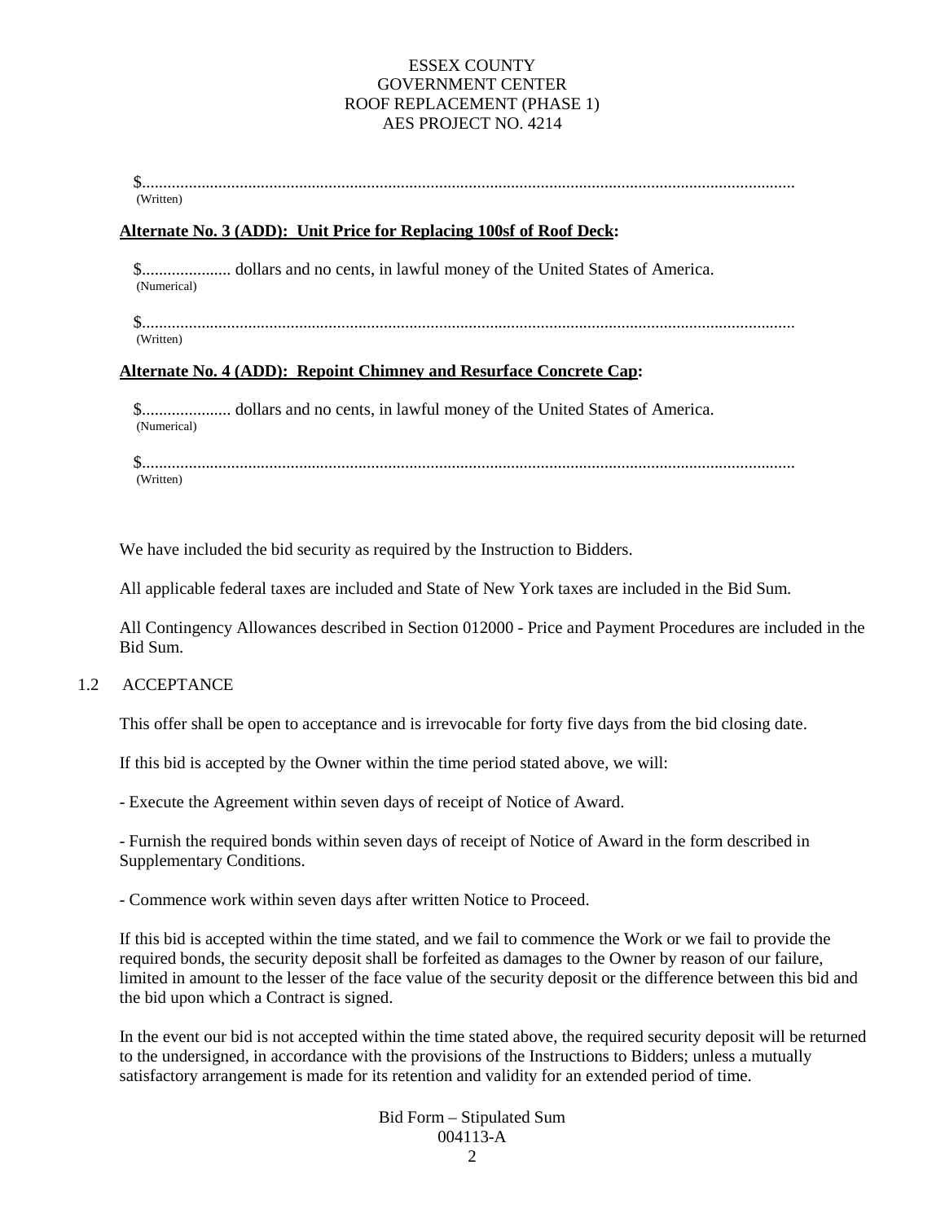$.........................................................................................................................................................
(Written)

**Alternate No. 3 (ADD): Unit Price for Replacing 100sf of Roof Deck:**

$..................... dollars and no cents, in lawful money of the United States of America.
(Numerical)

$.........................................................................................................................................................
(Written)

**Alternate No. 4 (ADD): Repoint Chimney and Resurface Concrete Cap:**

$..................... dollars and no cents, in lawful money of the United States of America.
(Numerical)

$.........................................................................................................................................................
(Written)

We have included the bid security as required by the Instruction to Bidders.

All applicable federal taxes are included and State of New York taxes are included in the Bid Sum.

All Contingency Allowances described in Section 012000 - Price and Payment Procedures are included in the Bid Sum.

1.2 ACCEPTANCE

This offer shall be open to acceptance and is irrevocable for forty five days from the bid closing date.

If this bid is accepted by the Owner within the time period stated above, we will:

- Execute the Agreement within seven days of receipt of Notice of Award.

- Furnish the required bonds within seven days of receipt of Notice of Award in the form described in Supplementary Conditions.

- Commence work within seven days after written Notice to Proceed.

If this bid is accepted within the time stated, and we fail to commence the Work or we fail to provide the required bonds, the security deposit shall be forfeited as damages to the Owner by reason of our failure, limited in amount to the lesser of the face value of the security deposit or the difference between this bid and the bid upon which a Contract is signed.

In the event our bid is not accepted within the time stated above, the required security deposit will be returned to the undersigned, in accordance with the provisions of the Instructions to Bidders; unless a mutually satisfactory arrangement is made for its retention and validity for an extended period of time.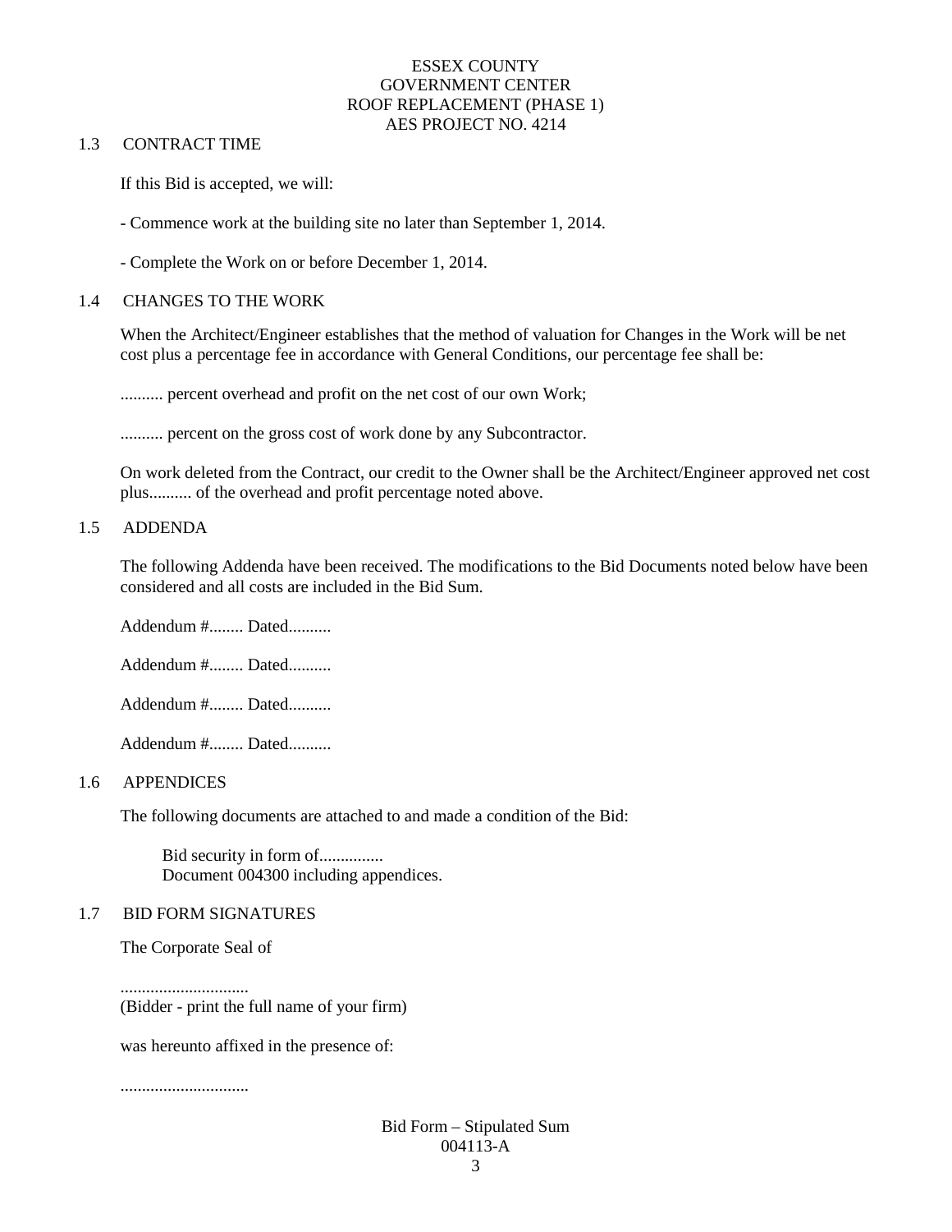## 1.3 CONTRACT TIME

If this Bid is accepted, we will:

- Commence work at the building site no later than September 1, 2014.

- Complete the Work on or before December 1, 2014.

## 1.4 CHANGES TO THE WORK

When the Architect/Engineer establishes that the method of valuation for Changes in the Work will be net cost plus a percentage fee in accordance with General Conditions, our percentage fee shall be:

.......... percent overhead and profit on the net cost of our own Work;

.......... percent on the gross cost of work done by any Subcontractor.

On work deleted from the Contract, our credit to the Owner shall be the Architect/Engineer approved net cost plus.......... of the overhead and profit percentage noted above.

## 1.5 ADDENDA

The following Addenda have been received. The modifications to the Bid Documents noted below have been considered and all costs are included in the Bid Sum.

Addendum #........ Dated..........

Addendum #........ Dated..........

Addendum #........ Dated..........

Addendum #........ Dated..........

## 1.6 APPENDICES

The following documents are attached to and made a condition of the Bid:

Bid security in form of...............
Document 004300 including appendices.

## 1.7 BID FORM SIGNATURES

The Corporate Seal of

.............................
(Bidder - print the full name of your firm)

was hereunto affixed in the presence of:

.............................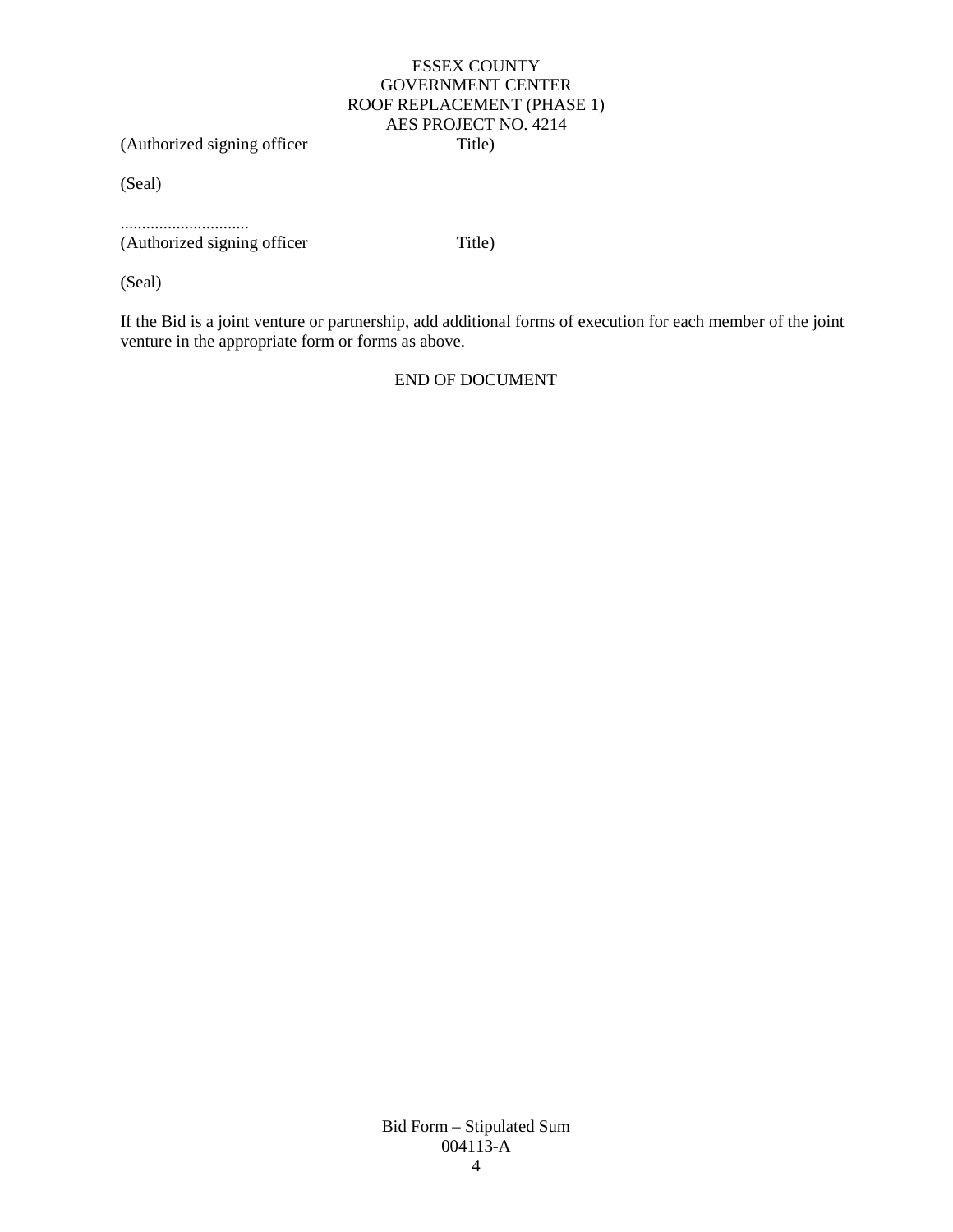(Authorized signing officer Title)

(Seal)

..............................
(Authorized signing officer Title)

(Seal)

If the Bid is a joint venture or partnership, add additional forms of execution for each member of the joint venture in the appropriate form or forms as above.

END OF DOCUMENT